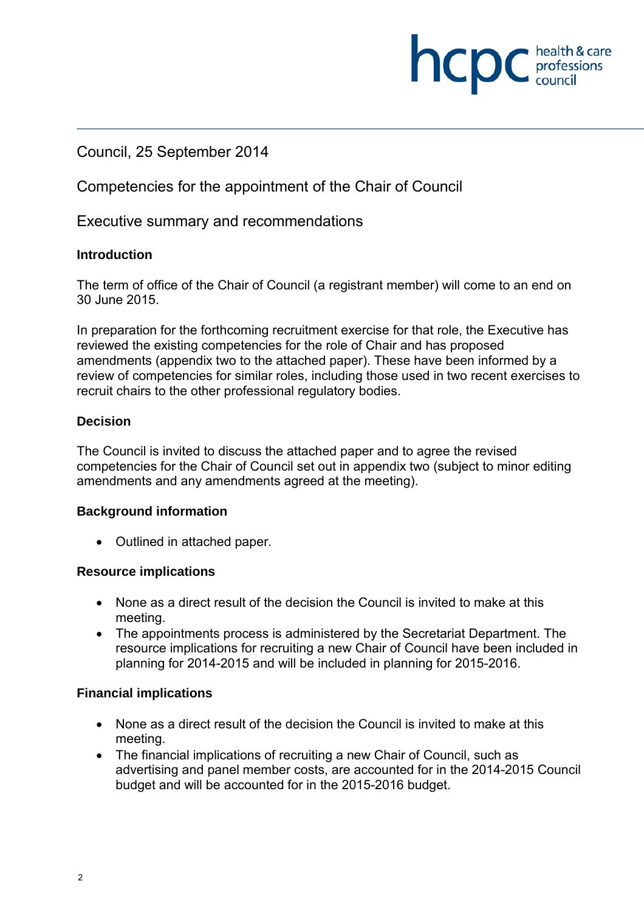Council, 25 September 2014

# Competencies for the appointment of the Chair of Council

## Executive summary and recommendations

### Introduction

The term of office of the Chair of Council (a registrant member) will come to an end on 30 June 2015.

In preparation for the forthcoming recruitment exercise for that role, the Executive has reviewed the existing competencies for the role of Chair and has proposed amendments (appendix two to the attached paper). These have been informed by a review of competencies for similar roles, including those used in two recent exercises to recruit chairs to the other professional regulatory bodies.

### Decision

The Council is invited to discuss the attached paper and to agree the revised competencies for the Chair of Council set out in appendix two (subject to minor editing amendments and any amendments agreed at the meeting).

### Background information

- Outlined in attached paper.

### Resource implications

- None as a direct result of the decision the Council is invited to make at this meeting.
- The appointments process is administered by the Secretariat Department. The resource implications for recruiting a new Chair of Council have been included in planning for 2014-2015 and will be included in planning for 2015-2016.

### Financial implications

- None as a direct result of the decision the Council is invited to make at this meeting.
- The financial implications of recruiting a new Chair of Council, such as advertising and panel member costs, are accounted for in the 2014-2015 Council budget and will be accounted for in the 2015-2016 budget.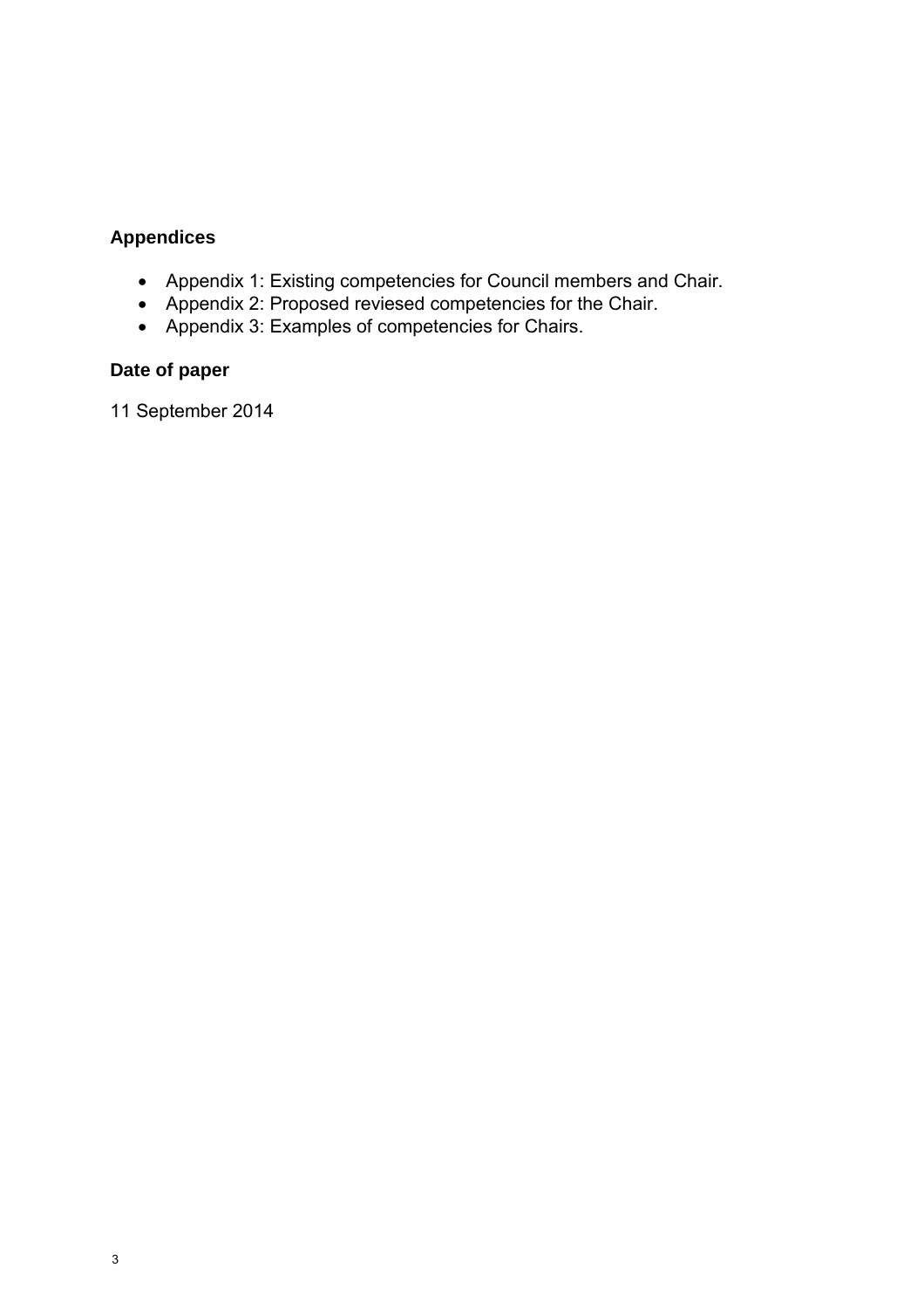## Appendices

- Appendix 1: Existing competencies for Council members and Chair.
- Appendix 2: Proposed reviesed competencies for the Chair.
- Appendix 3: Examples of competencies for Chairs.

## Date of paper

11 September 2014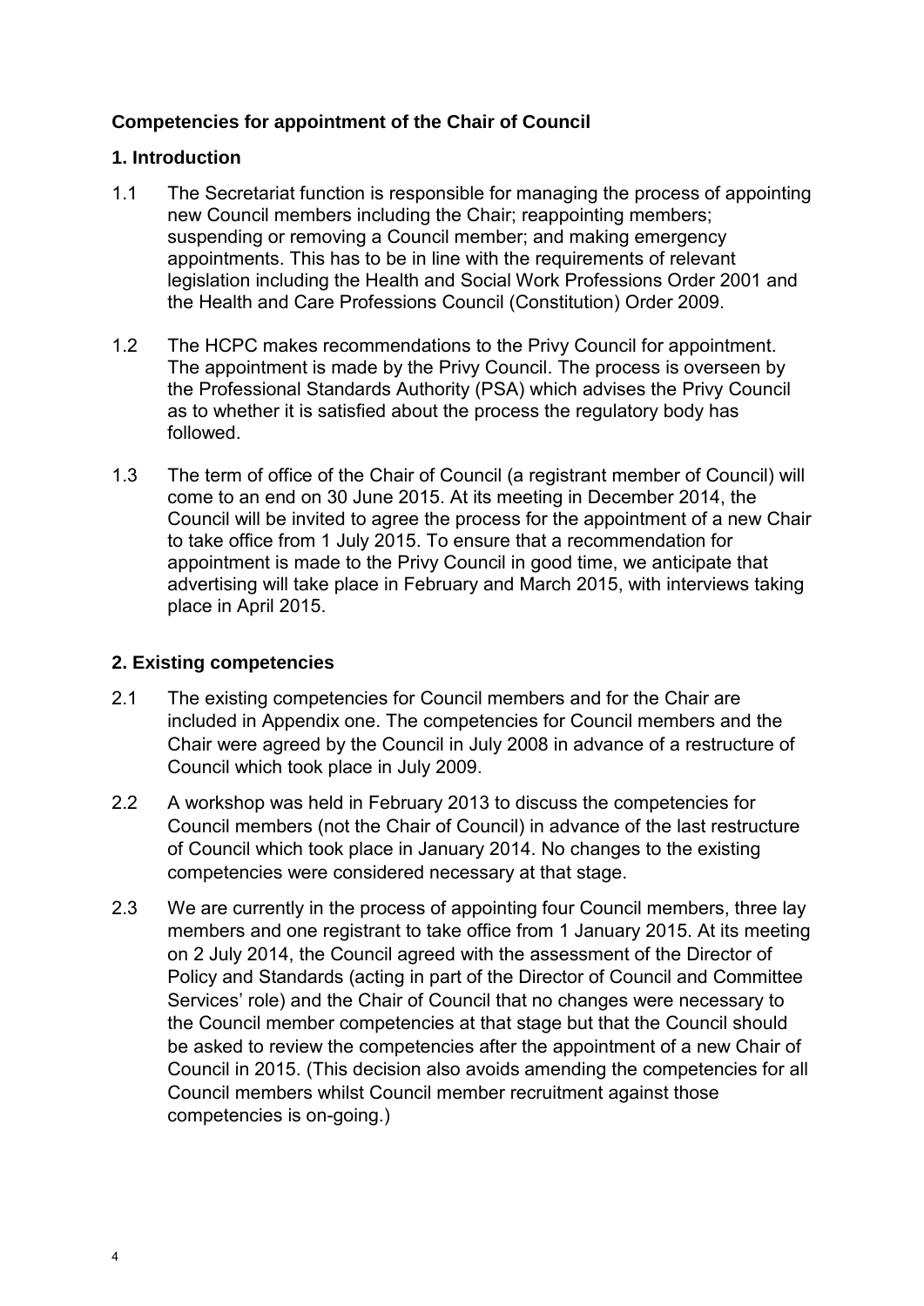**Competencies for appointment of the Chair of Council**

**1. Introduction**

1.1 The Secretariat function is responsible for managing the process of appointing new Council members including the Chair; reappointing members; suspending or removing a Council member; and making emergency appointments. This has to be in line with the requirements of relevant legislation including the Health and Social Work Professions Order 2001 and the Health and Care Professions Council (Constitution) Order 2009.

1.2 The HCPC makes recommendations to the Privy Council for appointment. The appointment is made by the Privy Council. The process is overseen by the Professional Standards Authority (PSA) which advises the Privy Council as to whether it is satisfied about the process the regulatory body has followed.

1.3 The term of office of the Chair of Council (a registrant member of Council) will come to an end on 30 June 2015. At its meeting in December 2014, the Council will be invited to agree the process for the appointment of a new Chair to take office from 1 July 2015. To ensure that a recommendation for appointment is made to the Privy Council in good time, we anticipate that advertising will take place in February and March 2015, with interviews taking place in April 2015.

**2. Existing competencies**

2.1 The existing competencies for Council members and for the Chair are included in Appendix one. The competencies for Council members and the Chair were agreed by the Council in July 2008 in advance of a restructure of Council which took place in July 2009.

2.2 A workshop was held in February 2013 to discuss the competencies for Council members (not the Chair of Council) in advance of the last restructure of Council which took place in January 2014. No changes to the existing competencies were considered necessary at that stage.

2.3 We are currently in the process of appointing four Council members, three lay members and one registrant to take office from 1 January 2015. At its meeting on 2 July 2014, the Council agreed with the assessment of the Director of Policy and Standards (acting in part of the Director of Council and Committee Services' role) and the Chair of Council that no changes were necessary to the Council member competencies at that stage but that the Council should be asked to review the competencies after the appointment of a new Chair of Council in 2015. (This decision also avoids amending the competencies for all Council members whilst Council member recruitment against those competencies is on-going.)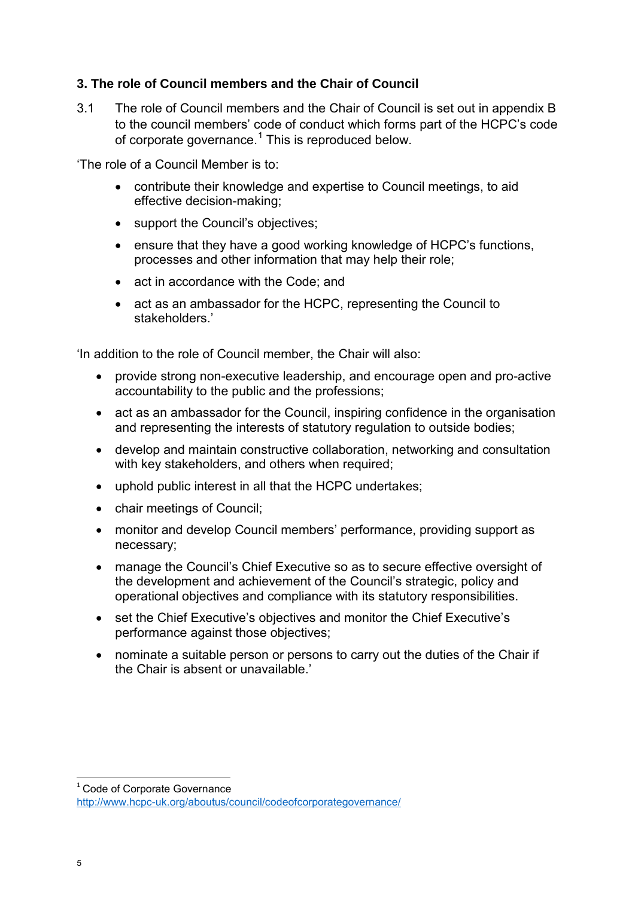### 3. The role of Council members and the Chair of Council

3.1 The role of Council members and the Chair of Council is set out in appendix B to the council members' code of conduct which forms part of the HCPC's code of corporate governance.[1] This is reproduced below.

'The role of a Council Member is to:

- contribute their knowledge and expertise to Council meetings, to aid effective decision-making;
- support the Council's objectives;
- ensure that they have a good working knowledge of HCPC's functions, processes and other information that may help their role;
- act in accordance with the Code; and
- act as an ambassador for the HCPC, representing the Council to stakeholders.'

'In addition to the role of Council member, the Chair will also:

- provide strong non-executive leadership, and encourage open and pro-active accountability to the public and the professions;
- act as an ambassador for the Council, inspiring confidence in the organisation and representing the interests of statutory regulation to outside bodies;
- develop and maintain constructive collaboration, networking and consultation with key stakeholders, and others when required;
- uphold public interest in all that the HCPC undertakes;
- chair meetings of Council;
- monitor and develop Council members' performance, providing support as necessary;
- manage the Council's Chief Executive so as to secure effective oversight of the development and achievement of the Council's strategic, policy and operational objectives and compliance with its statutory responsibilities.
- set the Chief Executive's objectives and monitor the Chief Executive's performance against those objectives;
- nominate a suitable person or persons to carry out the duties of the Chair if the Chair is absent or unavailable.'

---

[1] Code of Corporate Governance http://www.hcpc-uk.org/aboutus/council/codeofcorporategovernance/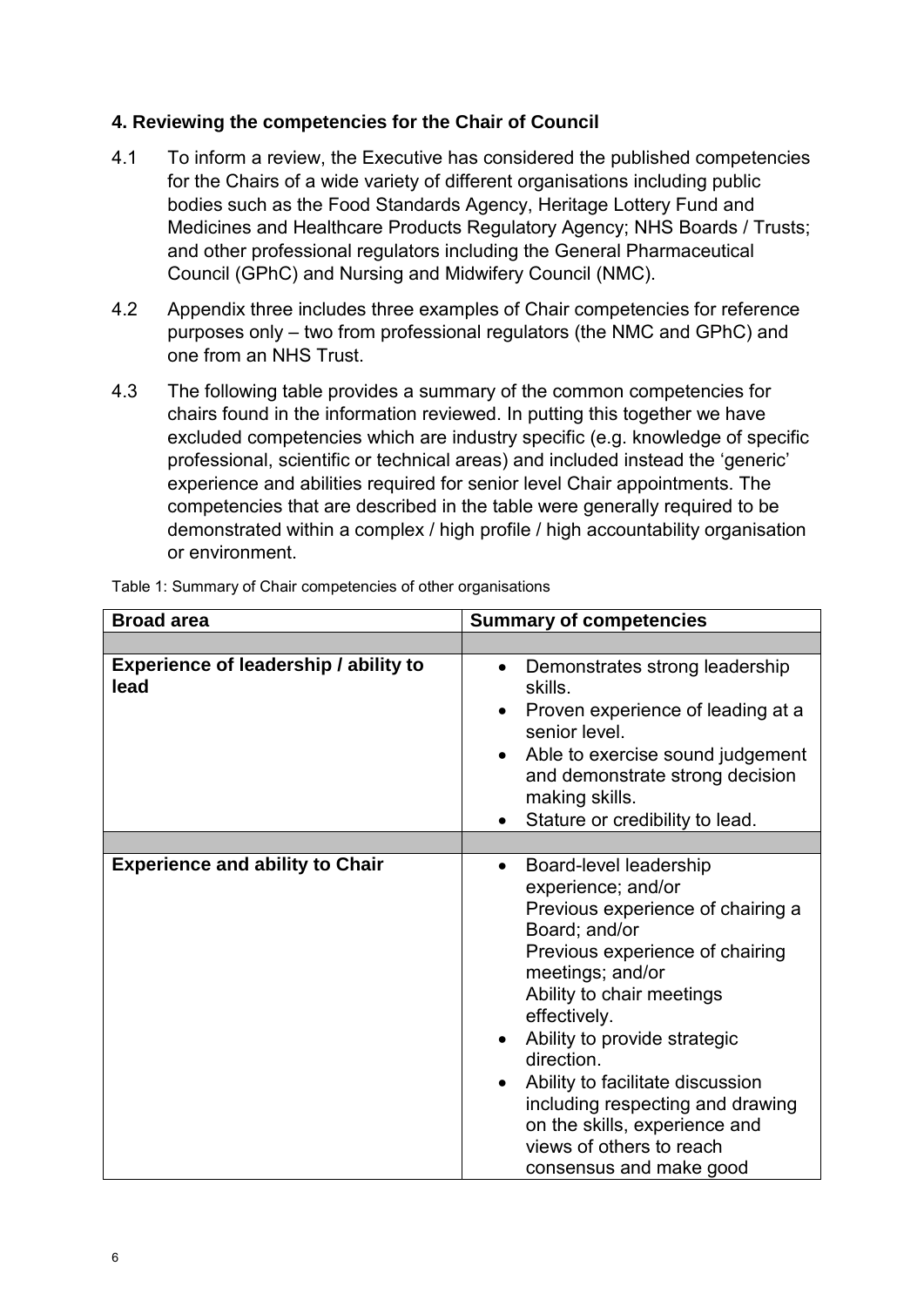## 4. Reviewing the competencies for the Chair of Council

4.1 To inform a review, the Executive has considered the published competencies for the Chairs of a wide variety of different organisations including public bodies such as the Food Standards Agency, Heritage Lottery Fund and Medicines and Healthcare Products Regulatory Agency; NHS Boards / Trusts; and other professional regulators including the General Pharmaceutical Council (GPhC) and Nursing and Midwifery Council (NMC).

4.2 Appendix three includes three examples of Chair competencies for reference purposes only – two from professional regulators (the NMC and GPhC) and one from an NHS Trust.

4.3 The following table provides a summary of the common competencies for chairs found in the information reviewed. In putting this together we have excluded competencies which are industry specific (e.g. knowledge of specific professional, scientific or technical areas) and included instead the 'generic' experience and abilities required for senior level Chair appointments. The competencies that are described in the table were generally required to be demonstrated within a complex / high profile / high accountability organisation or environment.

Table 1: Summary of Chair competencies of other organisations

| Broad area | Summary of competencies |
|---|---|
| | |
| **Experience of leadership / ability to lead** | • Demonstrates strong leadership skills.<br>• Proven experience of leading at a senior level.<br>• Able to exercise sound judgement and demonstrate strong decision making skills.<br>• Stature or credibility to lead. |
| | |
| **Experience and ability to Chair** | • Board-level leadership experience; and/or<br>Previous experience of chairing a Board; and/or<br>Previous experience of chairing meetings; and/or<br>Ability to chair meetings effectively.<br>• Ability to provide strategic direction.<br>• Ability to facilitate discussion including respecting and drawing on the skills, experience and views of others to reach consensus and make good |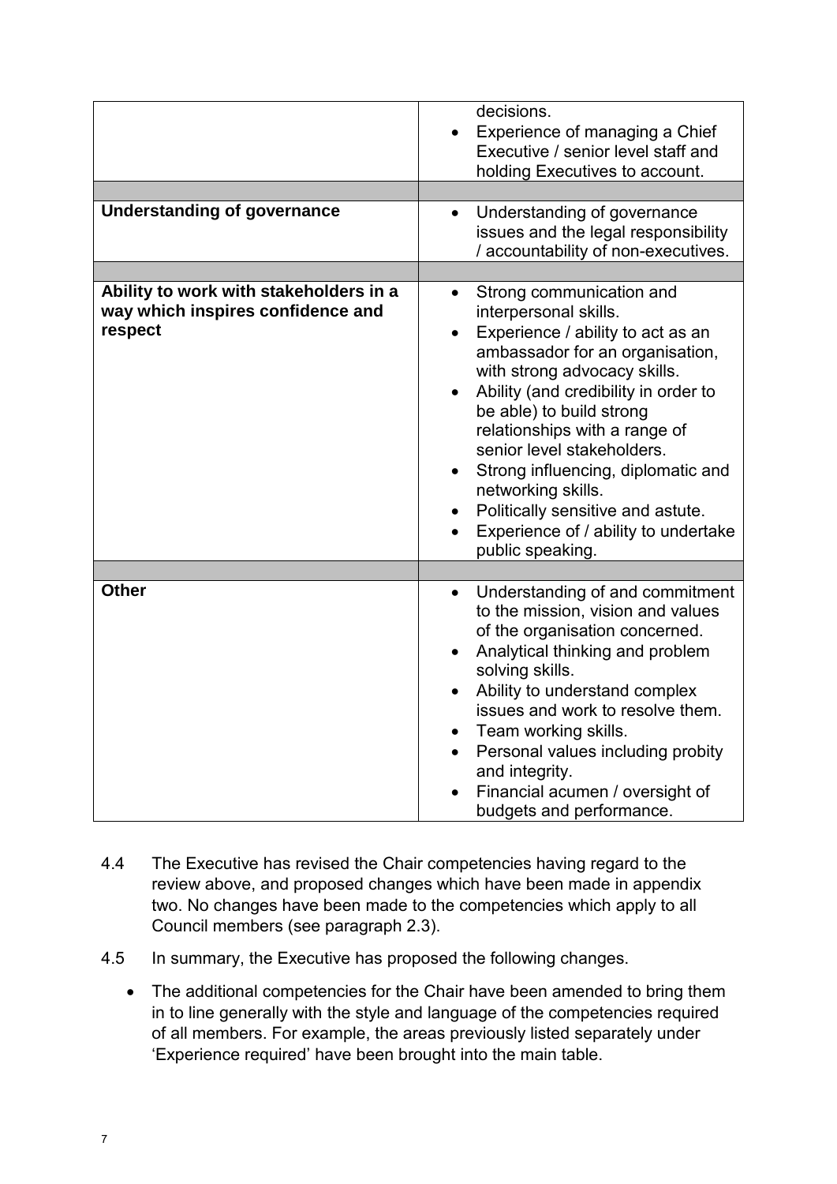| | |
|---|---|
| | decisions.<br>• Experience of managing a Chief Executive / senior level staff and holding Executives to account. |
| | |
| **Understanding of governance** | • Understanding of governance issues and the legal responsibility / accountability of non-executives. |
| | |
| **Ability to work with stakeholders in a way which inspires confidence and respect** | • Strong communication and interpersonal skills.<br>• Experience / ability to act as an ambassador for an organisation, with strong advocacy skills.<br>• Ability (and credibility in order to be able) to build strong relationships with a range of senior level stakeholders.<br>• Strong influencing, diplomatic and networking skills.<br>• Politically sensitive and astute.<br>• Experience of / ability to undertake public speaking. |
| | |
| **Other** | • Understanding of and commitment to the mission, vision and values of the organisation concerned.<br>• Analytical thinking and problem solving skills.<br>• Ability to understand complex issues and work to resolve them.<br>• Team working skills.<br>• Personal values including probity and integrity.<br>• Financial acumen / oversight of budgets and performance. |

4.4 The Executive has revised the Chair competencies having regard to the review above, and proposed changes which have been made in appendix two. No changes have been made to the competencies which apply to all Council members (see paragraph 2.3).

4.5 In summary, the Executive has proposed the following changes.

- The additional competencies for the Chair have been amended to bring them in to line generally with the style and language of the competencies required of all members. For example, the areas previously listed separately under 'Experience required' have been brought into the main table.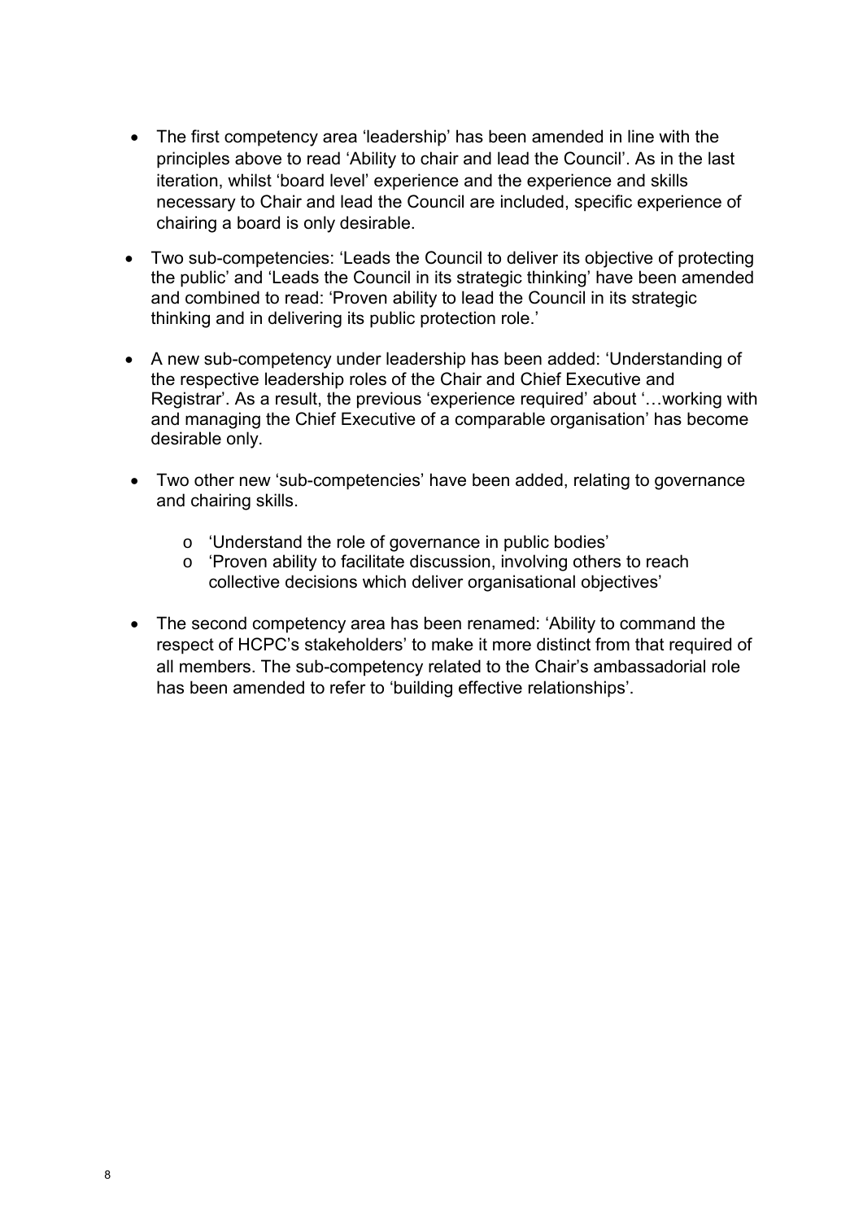- The first competency area 'leadership' has been amended in line with the principles above to read 'Ability to chair and lead the Council'. As in the last iteration, whilst 'board level' experience and the experience and skills necessary to Chair and lead the Council are included, specific experience of chairing a board is only desirable.
- Two sub-competencies: 'Leads the Council to deliver its objective of protecting the public' and 'Leads the Council in its strategic thinking' have been amended and combined to read: 'Proven ability to lead the Council in its strategic thinking and in delivering its public protection role.'
- A new sub-competency under leadership has been added: 'Understanding of the respective leadership roles of the Chair and Chief Executive and Registrar'. As a result, the previous 'experience required' about '…working with and managing the Chief Executive of a comparable organisation' has become desirable only.
- Two other new 'sub-competencies' have been added, relating to governance and chairing skills.
  - 'Understand the role of governance in public bodies'
  - 'Proven ability to facilitate discussion, involving others to reach collective decisions which deliver organisational objectives'
- The second competency area has been renamed: 'Ability to command the respect of HCPC's stakeholders' to make it more distinct from that required of all members. The sub-competency related to the Chair's ambassadorial role has been amended to refer to 'building effective relationships'.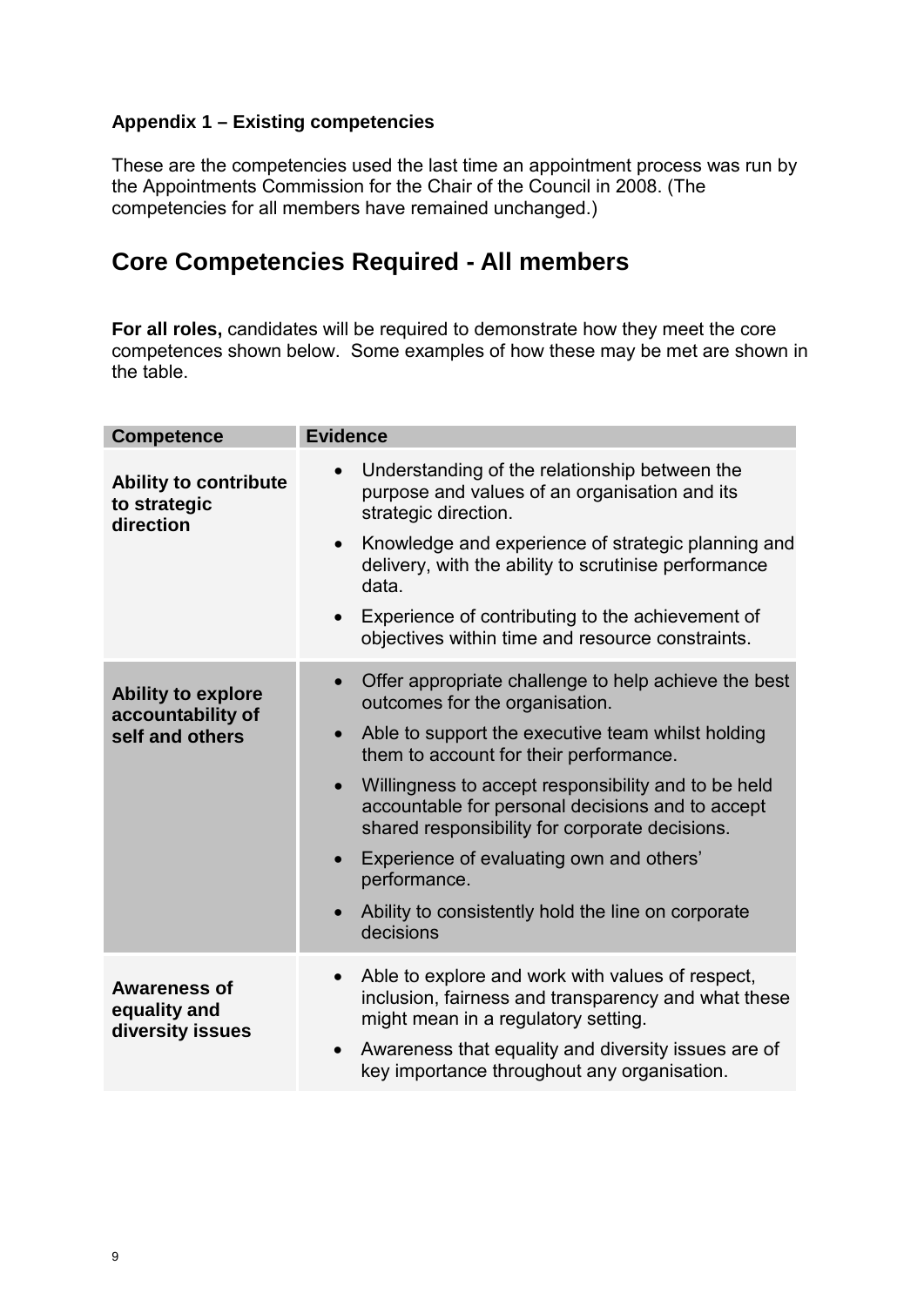**Appendix 1 – Existing competencies**

These are the competencies used the last time an appointment process was run by the Appointments Commission for the Chair of the Council in 2008. (The competencies for all members have remained unchanged.)

# Core Competencies Required - All members

**For all roles,** candidates will be required to demonstrate how they meet the core competences shown below. Some examples of how these may be met are shown in the table.

| Competence | Evidence |
|---|---|
| **Ability to contribute to strategic direction** | • Understanding of the relationship between the purpose and values of an organisation and its strategic direction.<br>• Knowledge and experience of strategic planning and delivery, with the ability to scrutinise performance data.<br>• Experience of contributing to the achievement of objectives within time and resource constraints. |
| **Ability to explore accountability of self and others** | • Offer appropriate challenge to help achieve the best outcomes for the organisation.<br>• Able to support the executive team whilst holding them to account for their performance.<br>• Willingness to accept responsibility and to be held accountable for personal decisions and to accept shared responsibility for corporate decisions.<br>• Experience of evaluating own and others' performance.<br>• Ability to consistently hold the line on corporate decisions |
| **Awareness of equality and diversity issues** | • Able to explore and work with values of respect, inclusion, fairness and transparency and what these might mean in a regulatory setting.<br>• Awareness that equality and diversity issues are of key importance throughout any organisation. |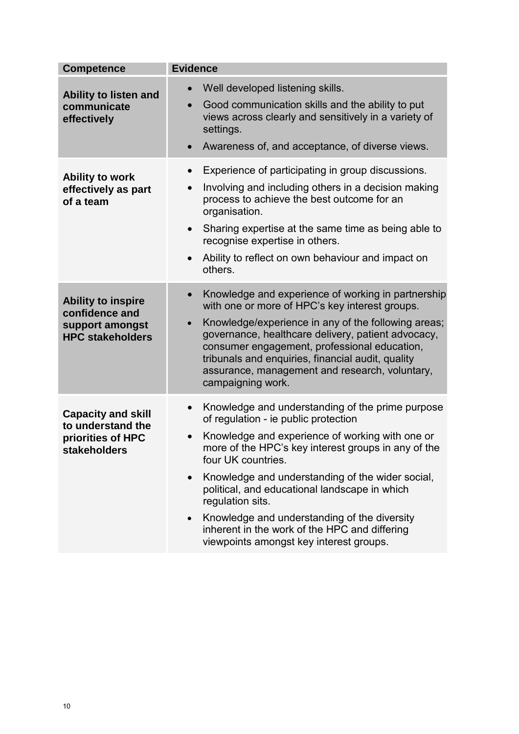| Competence | Evidence |
|---|---|
| **Ability to listen and communicate effectively** | • Well developed listening skills.<br>• Good communication skills and the ability to put views across clearly and sensitively in a variety of settings.<br>• Awareness of, and acceptance, of diverse views. |
| **Ability to work effectively as part of a team** | • Experience of participating in group discussions.<br>• Involving and including others in a decision making process to achieve the best outcome for an organisation.<br>• Sharing expertise at the same time as being able to recognise expertise in others.<br>• Ability to reflect on own behaviour and impact on others. |
| **Ability to inspire confidence and support amongst HPC stakeholders** | • Knowledge and experience of working in partnership with one or more of HPC's key interest groups.<br>• Knowledge/experience in any of the following areas; governance, healthcare delivery, patient advocacy, consumer engagement, professional education, tribunals and enquiries, financial audit, quality assurance, management and research, voluntary, campaigning work. |
| **Capacity and skill to understand the priorities of HPC stakeholders** | • Knowledge and understanding of the prime purpose of regulation - ie public protection<br>• Knowledge and experience of working with one or more of the HPC's key interest groups in any of the four UK countries.<br>• Knowledge and understanding of the wider social, political, and educational landscape in which regulation sits.<br>• Knowledge and understanding of the diversity inherent in the work of the HPC and differing viewpoints amongst key interest groups. |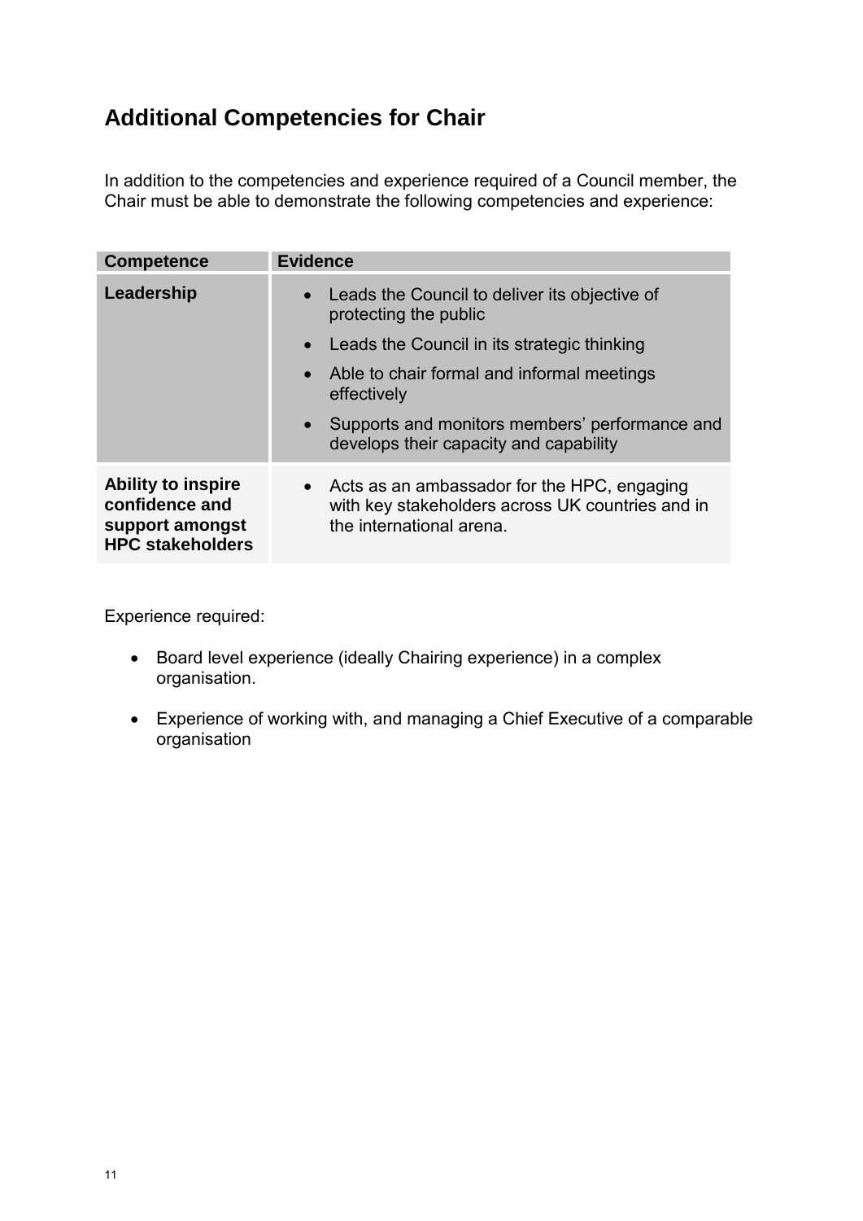## Additional Competencies for Chair

In addition to the competencies and experience required of a Council member, the Chair must be able to demonstrate the following competencies and experience:

| Competence | Evidence |
|---|---|
| **Leadership** | • Leads the Council to deliver its objective of protecting the public<br>• Leads the Council in its strategic thinking<br>• Able to chair formal and informal meetings effectively<br>• Supports and monitors members' performance and develops their capacity and capability |
| **Ability to inspire confidence and support amongst HPC stakeholders** | • Acts as an ambassador for the HPC, engaging with key stakeholders across UK countries and in the international arena. |

Experience required:

- Board level experience (ideally Chairing experience) in a complex organisation.
- Experience of working with, and managing a Chief Executive of a comparable organisation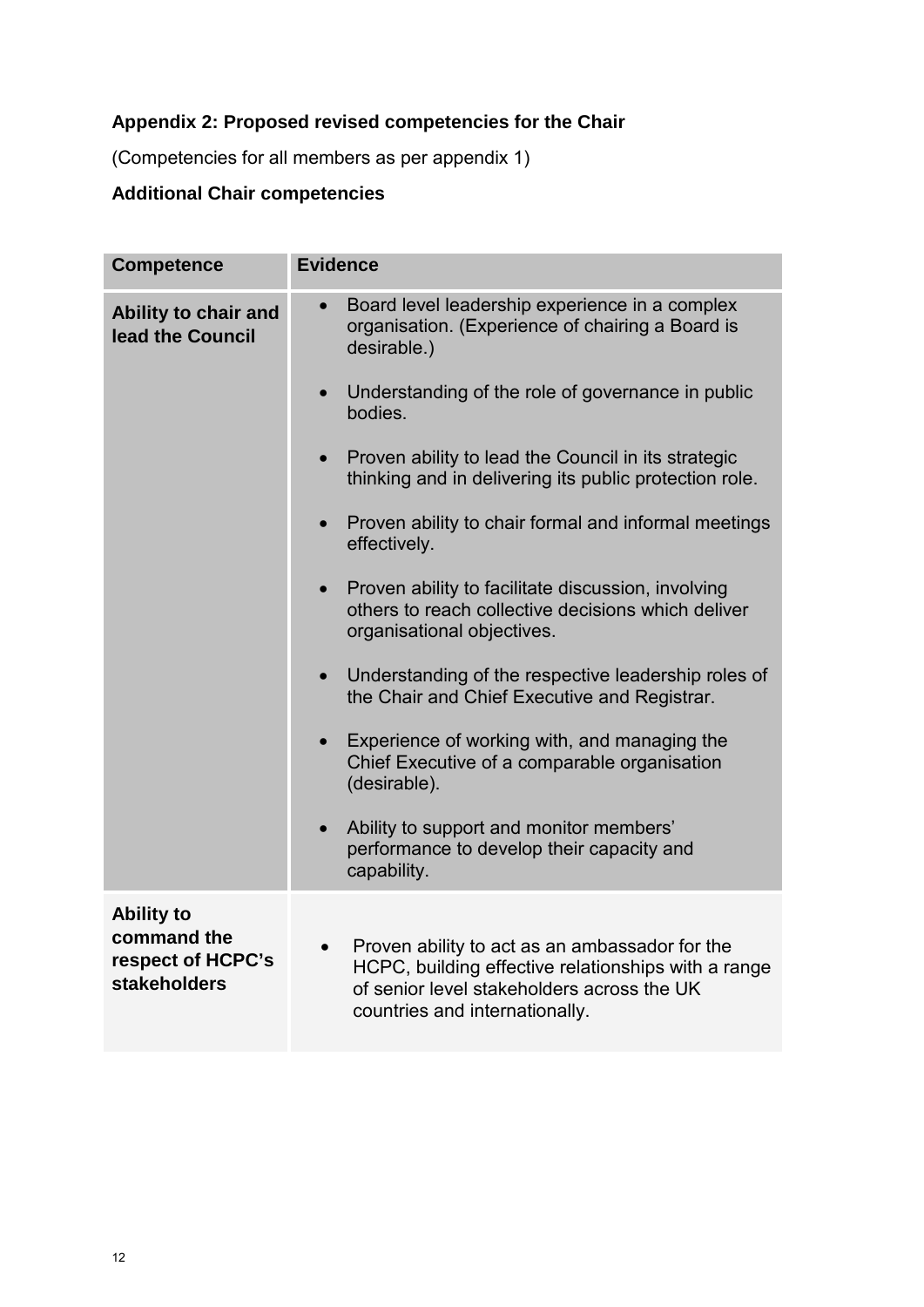**Appendix 2: Proposed revised competencies for the Chair**

(Competencies for all members as per appendix 1)

**Additional Chair competencies**

| Competence | Evidence |
|---|---|
| **Ability to chair and lead the Council** | • Board level leadership experience in a complex organisation. (Experience of chairing a Board is desirable.)<br><br>• Understanding of the role of governance in public bodies.<br><br>• Proven ability to lead the Council in its strategic thinking and in delivering its public protection role.<br><br>• Proven ability to chair formal and informal meetings effectively.<br><br>• Proven ability to facilitate discussion, involving others to reach collective decisions which deliver organisational objectives.<br><br>• Understanding of the respective leadership roles of the Chair and Chief Executive and Registrar.<br><br>• Experience of working with, and managing the Chief Executive of a comparable organisation (desirable).<br><br>• Ability to support and monitor members' performance to develop their capacity and capability. |
| **Ability to command the respect of HCPC's stakeholders** | • Proven ability to act as an ambassador for the HCPC, building effective relationships with a range of senior level stakeholders across the UK countries and internationally. |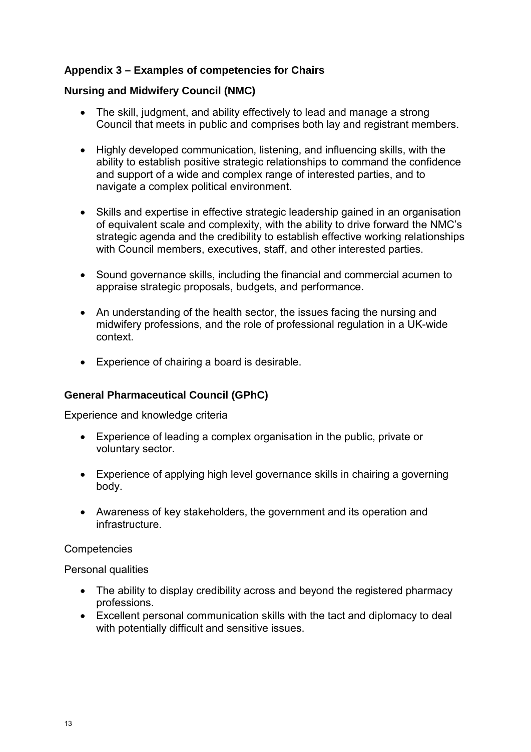## Appendix 3 – Examples of competencies for Chairs

### Nursing and Midwifery Council (NMC)

- The skill, judgment, and ability effectively to lead and manage a strong Council that meets in public and comprises both lay and registrant members.
- Highly developed communication, listening, and influencing skills, with the ability to establish positive strategic relationships to command the confidence and support of a wide and complex range of interested parties, and to navigate a complex political environment.
- Skills and expertise in effective strategic leadership gained in an organisation of equivalent scale and complexity, with the ability to drive forward the NMC's strategic agenda and the credibility to establish effective working relationships with Council members, executives, staff, and other interested parties.
- Sound governance skills, including the financial and commercial acumen to appraise strategic proposals, budgets, and performance.
- An understanding of the health sector, the issues facing the nursing and midwifery professions, and the role of professional regulation in a UK-wide context.
- Experience of chairing a board is desirable.

### General Pharmaceutical Council (GPhC)

Experience and knowledge criteria

- Experience of leading a complex organisation in the public, private or voluntary sector.
- Experience of applying high level governance skills in chairing a governing body.
- Awareness of key stakeholders, the government and its operation and infrastructure.

Competencies

Personal qualities

- The ability to display credibility across and beyond the registered pharmacy professions.
- Excellent personal communication skills with the tact and diplomacy to deal with potentially difficult and sensitive issues.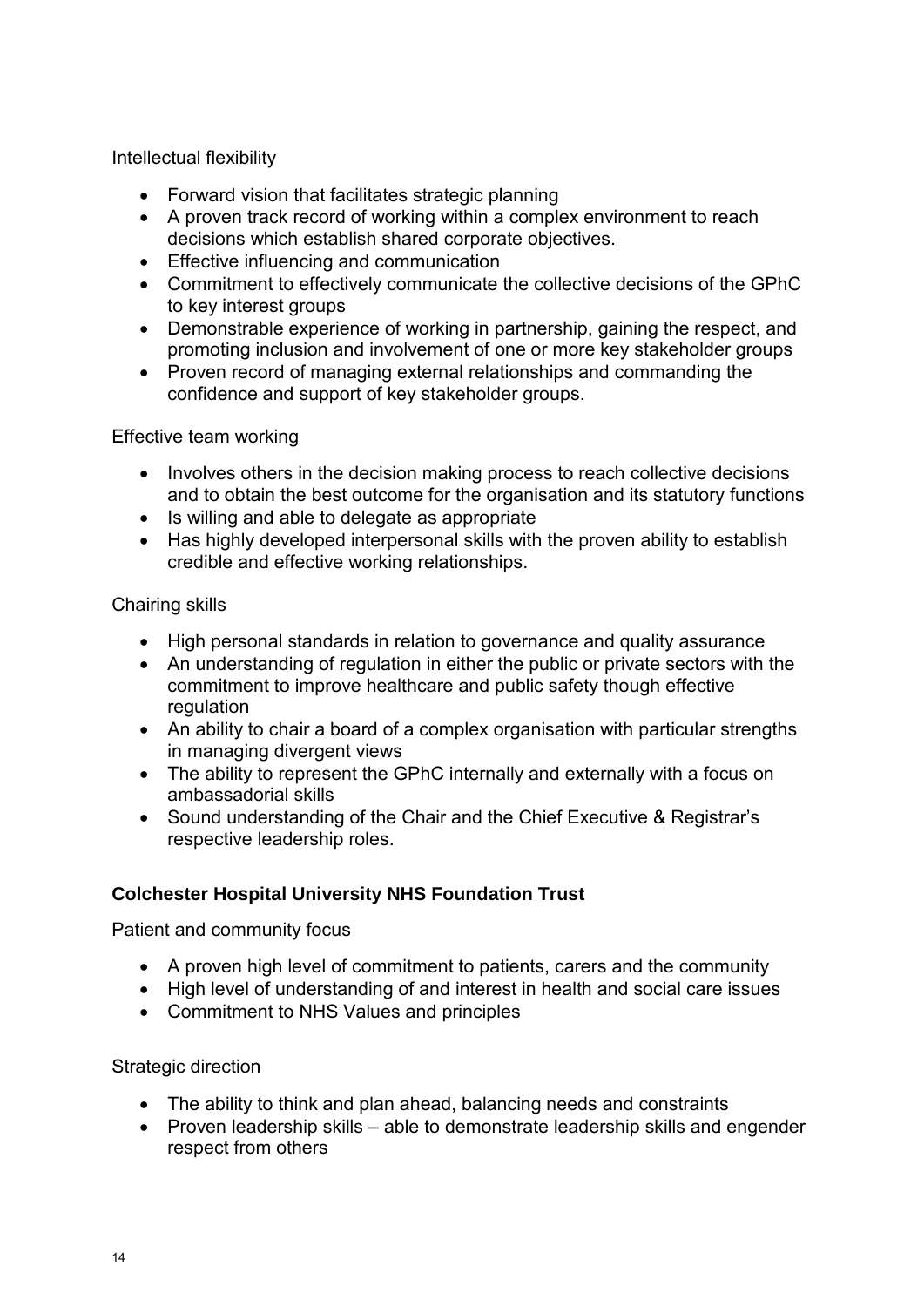Intellectual flexibility

- Forward vision that facilitates strategic planning
- A proven track record of working within a complex environment to reach decisions which establish shared corporate objectives.
- Effective influencing and communication
- Commitment to effectively communicate the collective decisions of the GPhC to key interest groups
- Demonstrable experience of working in partnership, gaining the respect, and promoting inclusion and involvement of one or more key stakeholder groups
- Proven record of managing external relationships and commanding the confidence and support of key stakeholder groups.

Effective team working

- Involves others in the decision making process to reach collective decisions and to obtain the best outcome for the organisation and its statutory functions
- Is willing and able to delegate as appropriate
- Has highly developed interpersonal skills with the proven ability to establish credible and effective working relationships.

Chairing skills

- High personal standards in relation to governance and quality assurance
- An understanding of regulation in either the public or private sectors with the commitment to improve healthcare and public safety though effective regulation
- An ability to chair a board of a complex organisation with particular strengths in managing divergent views
- The ability to represent the GPhC internally and externally with a focus on ambassadorial skills
- Sound understanding of the Chair and the Chief Executive & Registrar's respective leadership roles.

**Colchester Hospital University NHS Foundation Trust**

Patient and community focus

- A proven high level of commitment to patients, carers and the community
- High level of understanding of and interest in health and social care issues
- Commitment to NHS Values and principles

Strategic direction

- The ability to think and plan ahead, balancing needs and constraints
- Proven leadership skills – able to demonstrate leadership skills and engender respect from others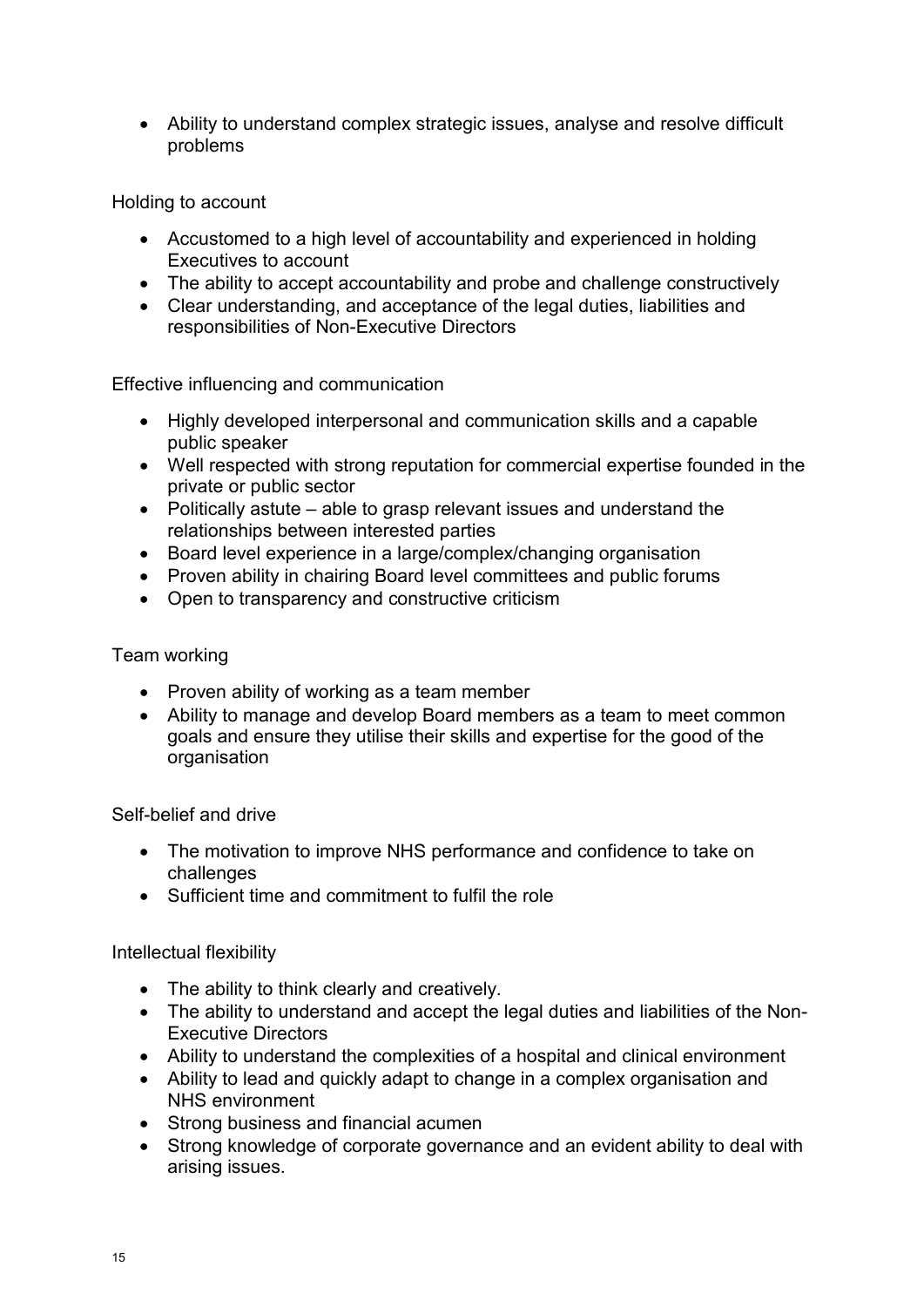- Ability to understand complex strategic issues, analyse and resolve difficult problems

Holding to account

- Accustomed to a high level of accountability and experienced in holding Executives to account
- The ability to accept accountability and probe and challenge constructively
- Clear understanding, and acceptance of the legal duties, liabilities and responsibilities of Non-Executive Directors

Effective influencing and communication

- Highly developed interpersonal and communication skills and a capable public speaker
- Well respected with strong reputation for commercial expertise founded in the private or public sector
- Politically astute – able to grasp relevant issues and understand the relationships between interested parties
- Board level experience in a large/complex/changing organisation
- Proven ability in chairing Board level committees and public forums
- Open to transparency and constructive criticism

Team working

- Proven ability of working as a team member
- Ability to manage and develop Board members as a team to meet common goals and ensure they utilise their skills and expertise for the good of the organisation

Self-belief and drive

- The motivation to improve NHS performance and confidence to take on challenges
- Sufficient time and commitment to fulfil the role

Intellectual flexibility

- The ability to think clearly and creatively.
- The ability to understand and accept the legal duties and liabilities of the Non-Executive Directors
- Ability to understand the complexities of a hospital and clinical environment
- Ability to lead and quickly adapt to change in a complex organisation and NHS environment
- Strong business and financial acumen
- Strong knowledge of corporate governance and an evident ability to deal with arising issues.